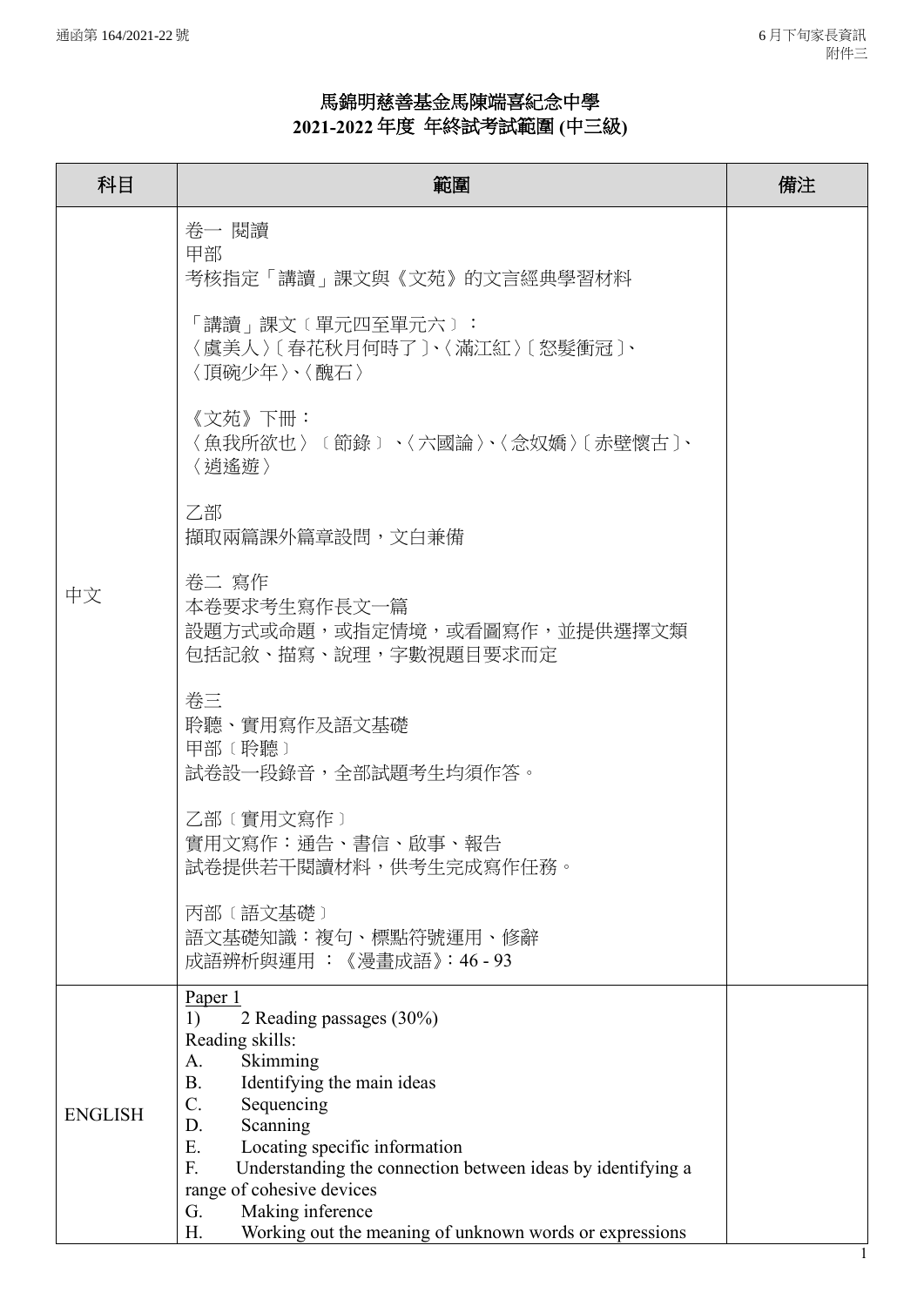# 馬錦明慈善基金馬陳端喜紀念中學
## 2021-2022 年度 年終試考試範圍 (中三級)

| 科目 | 範圍 | 備注 |
|---|---|---|
| 中文 | 卷一 閱讀<br>甲部<br>考核指定「講讀」課文與《文苑》的文言經典學習材料<br><br>「講讀」課文〔單元四至單元六〕：<br>〈虞美人〉〔春花秋月何時了〕、〈滿江紅〉〔怒髮衝冠〕、<br>〈頂碗少年〉、〈醜石〉<br><br>《文苑》下冊：<br>〈魚我所欲也〉〔節錄〕、〈六國論〉、〈念奴嬌〉〔赤壁懷古〕、<br>〈逍遙遊〉<br><br>乙部<br>擷取兩篇課外篇章設問，文白兼備<br><br>卷二 寫作<br>本卷要求考生寫作長文一篇<br>設題方式或命題，或指定情境，或看圖寫作，並提供選擇文類<br>包括記敘、描寫、說理，字數視題目要求而定<br><br>卷三<br>聆聽、實用寫作及語文基礎<br>甲部〔聆聽〕<br>試卷設一段錄音，全部試題考生均須作答。<br><br>乙部〔實用文寫作〕<br>實用文寫作：通告、書信、啟事、報告<br>試卷提供若干閱讀材料，供考生完成寫作任務。<br><br>丙部〔語文基礎〕<br>語文基礎知識：複句、標點符號運用、修辭<br>成語辨析與運用 ：《漫畫成語》: 46 - 93 | |
| ENGLISH | Paper 1<br>1) 2 Reading passages (30%)<br>Reading skills:<br>A. Skimming<br>B. Identifying the main ideas<br>C. Sequencing<br>D. Scanning<br>E. Locating specific information<br>F. Understanding the connection between ideas by identifying a range of cohesive devices<br>G. Making inference<br>H. Working out the meaning of unknown words or expressions | |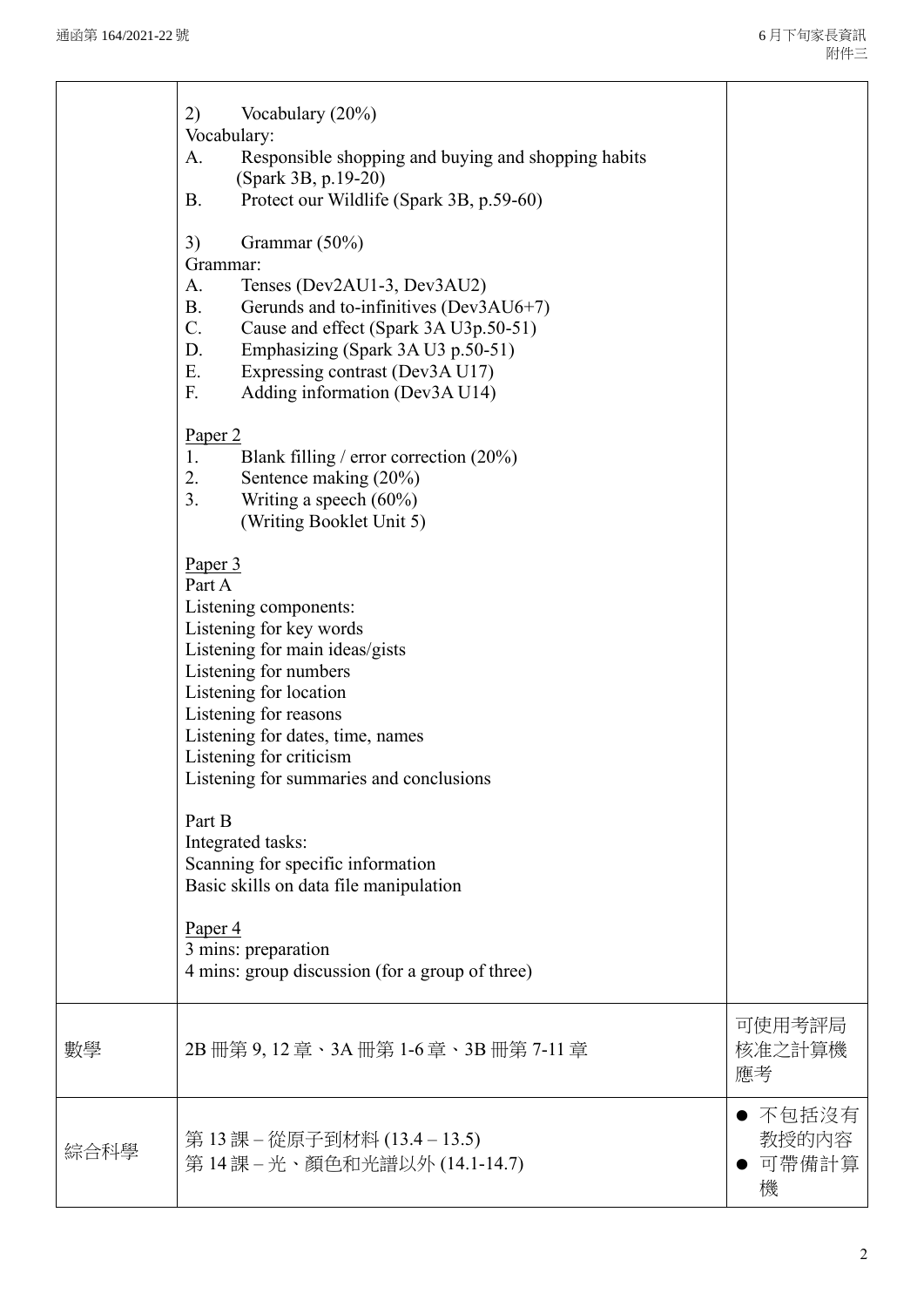| | | |
|---|---|---|
| | 2) Vocabulary (20%)<br>Vocabulary:<br>A. Responsible shopping and buying and shopping habits (Spark 3B, p.19-20)<br>B. Protect our Wildlife (Spark 3B, p.59-60)<br><br>3) Grammar (50%)<br>Grammar:<br>A. Tenses (Dev2AU1-3, Dev3AU2)<br>B. Gerunds and to-infinitives (Dev3AU6+7)<br>C. Cause and effect (Spark 3A U3p.50-51)<br>D. Emphasizing (Spark 3A U3 p.50-51)<br>E. Expressing contrast (Dev3A U17)<br>F. Adding information (Dev3A U14)<br><br><u>Paper 2</u><br>1. Blank filling / error correction (20%)<br>2. Sentence making (20%)<br>3. Writing a speech (60%)<br>(Writing Booklet Unit 5)<br><br><u>Paper 3</u><br>Part A<br>Listening components:<br>Listening for key words<br>Listening for main ideas/gists<br>Listening for numbers<br>Listening for location<br>Listening for reasons<br>Listening for dates, time, names<br>Listening for criticism<br>Listening for summaries and conclusions<br><br>Part B<br>Integrated tasks:<br>Scanning for specific information<br>Basic skills on data file manipulation<br><br><u>Paper 4</u><br>3 mins: preparation<br>4 mins: group discussion (for a group of three) | |
| 數學 | 2B 冊第 9, 12 章、3A 冊第 1-6 章、3B 冊第 7-11 章 | 可使用考評局核准之計算機應考 |
| 綜合科學 | 第 13 課 – 從原子到材料 (13.4 – 13.5)<br>第 14 課 – 光、顏色和光譜以外 (14.1-14.7) | ● 不包括沒有教授的內容<br>● 可帶備計算機 |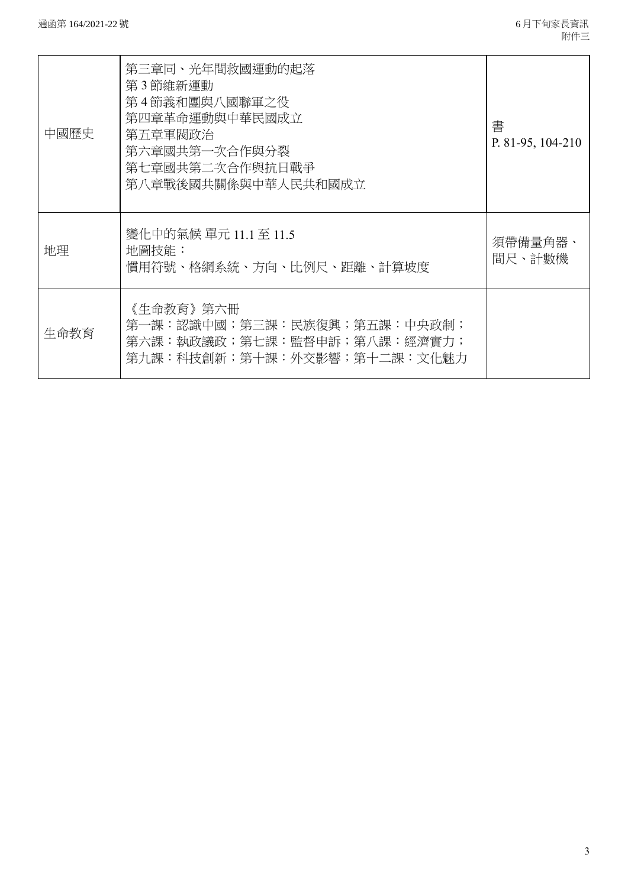| | | |
|---|---|---|
| 中國歷史 | 第三章同、光年間救國運動的起落<br>第 3 節維新運動<br>第 4 節義和團與八國聯軍之役<br>第四章革命運動與中華民國成立<br>第五章軍閥政治<br>第六章國共第一次合作與分裂<br>第七章國共第二次合作與抗日戰爭<br>第八章戰後國共關係與中華人民共和國成立 | 書<br>P. 81-95, 104-210 |
| 地理 | 變化中的氣候 單元 11.1 至 11.5<br>地圖技能：<br>慣用符號、格網系統、方向、比例尺、距離、計算坡度 | 須帶備量角器、間尺、計數機 |
| 生命教育 | 《生命教育》第六冊<br>第一課：認識中國；第三課：民族復興；第五課：中央政制；第六課：執政議政；第七課：監督申訴；第八課：經濟實力；第九課：科技創新；第十課：外交影響；第十二課：文化魅力 | |